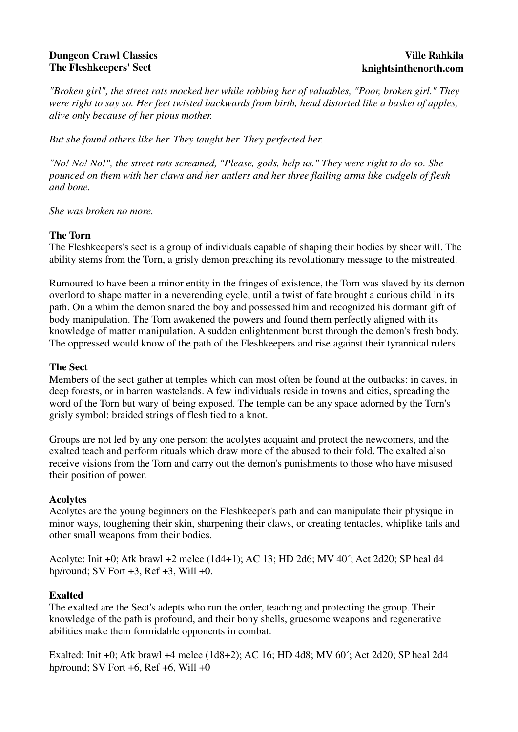**Dungeon Crawl Classics**
**The Fleshkeepers' Sect**

**Ville Rahkila**
**knightsinthenorth.com**

*"Broken girl", the street rats mocked her while robbing her of valuables, "Poor, broken girl." They were right to say so. Her feet twisted backwards from birth, head distorted like a basket of apples, alive only because of her pious mother.*

*But she found others like her. They taught her. They perfected her.*

*"No! No! No!", the street rats screamed, "Please, gods, help us." They were right to do so. She pounced on them with her claws and her antlers and her three flailing arms like cudgels of flesh and bone.*

*She was broken no more.*

### The Torn

The Fleshkeepers's sect is a group of individuals capable of shaping their bodies by sheer will. The ability stems from the Torn, a grisly demon preaching its revolutionary message to the mistreated.

Rumoured to have been a minor entity in the fringes of existence, the Torn was slaved by its demon overlord to shape matter in a neverending cycle, until a twist of fate brought a curious child in its path. On a whim the demon snared the boy and possessed him and recognized his dormant gift of body manipulation. The Torn awakened the powers and found them perfectly aligned with its knowledge of matter manipulation. A sudden enlightenment burst through the demon's fresh body. The oppressed would know of the path of the Fleshkeepers and rise against their tyrannical rulers.

### The Sect

Members of the sect gather at temples which can most often be found at the outbacks: in caves, in deep forests, or in barren wastelands. A few individuals reside in towns and cities, spreading the word of the Torn but wary of being exposed. The temple can be any space adorned by the Torn's grisly symbol: braided strings of flesh tied to a knot.

Groups are not led by any one person; the acolytes acquaint and protect the newcomers, and the exalted teach and perform rituals which draw more of the abused to their fold. The exalted also receive visions from the Torn and carry out the demon's punishments to those who have misused their position of power.

### Acolytes

Acolytes are the young beginners on the Fleshkeeper's path and can manipulate their physique in minor ways, toughening their skin, sharpening their claws, or creating tentacles, whiplike tails and other small weapons from their bodies.

Acolyte: Init +0; Atk brawl +2 melee (1d4+1); AC 13; HD 2d6; MV 40´; Act 2d20; SP heal d4 hp/round; SV Fort +3, Ref +3, Will +0.

### Exalted

The exalted are the Sect's adepts who run the order, teaching and protecting the group. Their knowledge of the path is profound, and their bony shells, gruesome weapons and regenerative abilities make them formidable opponents in combat.

Exalted: Init +0; Atk brawl +4 melee (1d8+2); AC 16; HD 4d8; MV 60´; Act 2d20; SP heal 2d4 hp/round; SV Fort +6, Ref +6, Will +0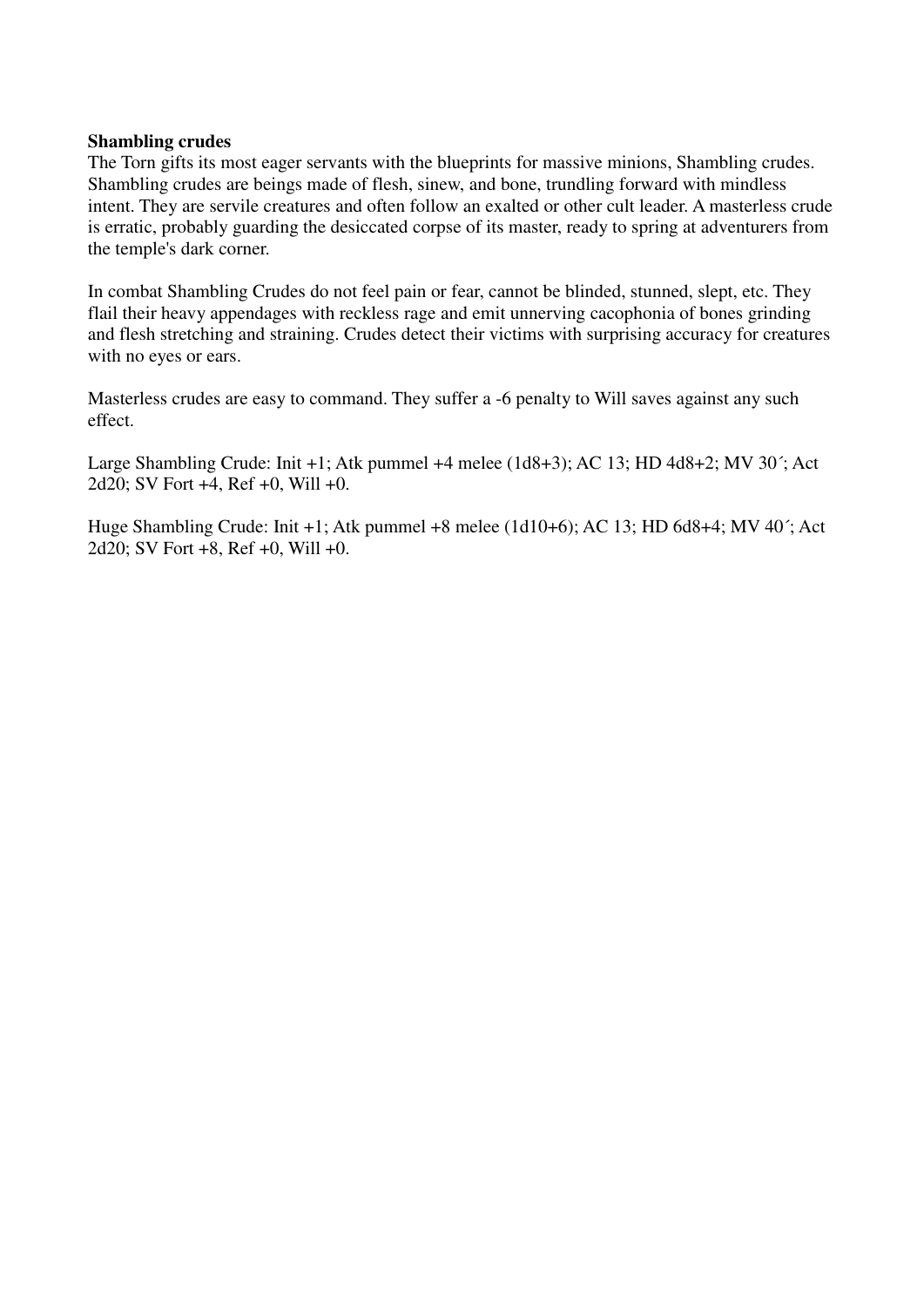**Shambling crudes**

The Torn gifts its most eager servants with the blueprints for massive minions, Shambling crudes. Shambling crudes are beings made of flesh, sinew, and bone, trundling forward with mindless intent. They are servile creatures and often follow an exalted or other cult leader. A masterless crude is erratic, probably guarding the desiccated corpse of its master, ready to spring at adventurers from the temple's dark corner.

In combat Shambling Crudes do not feel pain or fear, cannot be blinded, stunned, slept, etc. They flail their heavy appendages with reckless rage and emit unnerving cacophonia of bones grinding and flesh stretching and straining. Crudes detect their victims with surprising accuracy for creatures with no eyes or ears.

Masterless crudes are easy to command. They suffer a -6 penalty to Will saves against any such effect.

Large Shambling Crude: Init +1; Atk pummel +4 melee (1d8+3); AC 13; HD 4d8+2; MV 30´; Act 2d20; SV Fort +4, Ref +0, Will +0.

Huge Shambling Crude: Init +1; Atk pummel +8 melee (1d10+6); AC 13; HD 6d8+4; MV 40´; Act 2d20; SV Fort +8, Ref +0, Will +0.